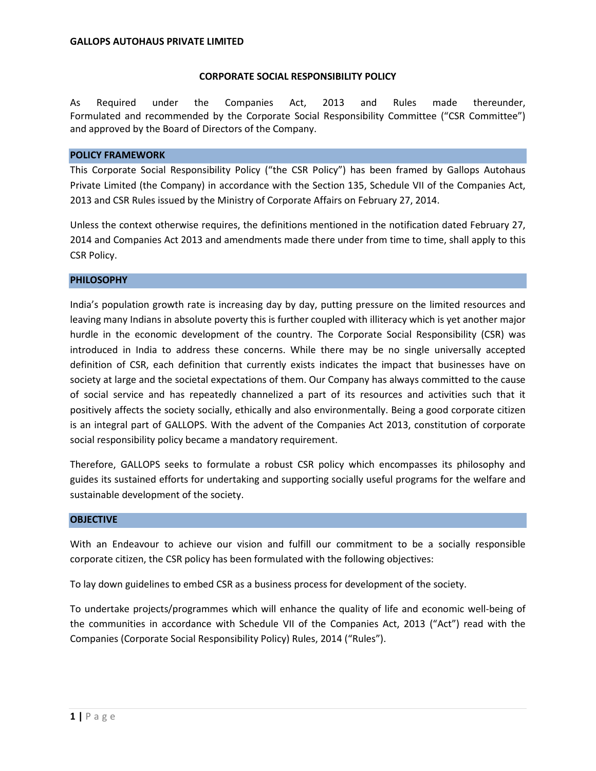**GALLOPS AUTOHAUS PRIVATE LIMITED**

# CORPORATE SOCIAL RESPONSIBILITY POLICY

As Required under the Companies Act, 2013 and Rules made thereunder, Formulated and recommended by the Corporate Social Responsibility Committee ("CSR Committee") and approved by the Board of Directors of the Company.

## POLICY FRAMEWORK

This Corporate Social Responsibility Policy ("the CSR Policy") has been framed by Gallops Autohaus Private Limited (the Company) in accordance with the Section 135, Schedule VII of the Companies Act, 2013 and CSR Rules issued by the Ministry of Corporate Affairs on February 27, 2014.

Unless the context otherwise requires, the definitions mentioned in the notification dated February 27, 2014 and Companies Act 2013 and amendments made there under from time to time, shall apply to this CSR Policy.

## PHILOSOPHY

India's population growth rate is increasing day by day, putting pressure on the limited resources and leaving many Indians in absolute poverty this is further coupled with illiteracy which is yet another major hurdle in the economic development of the country. The Corporate Social Responsibility (CSR) was introduced in India to address these concerns. While there may be no single universally accepted definition of CSR, each definition that currently exists indicates the impact that businesses have on society at large and the societal expectations of them. Our Company has always committed to the cause of social service and has repeatedly channelized a part of its resources and activities such that it positively affects the society socially, ethically and also environmentally. Being a good corporate citizen is an integral part of GALLOPS. With the advent of the Companies Act 2013, constitution of corporate social responsibility policy became a mandatory requirement.

Therefore, GALLOPS seeks to formulate a robust CSR policy which encompasses its philosophy and guides its sustained efforts for undertaking and supporting socially useful programs for the welfare and sustainable development of the society.

## OBJECTIVE

With an Endeavour to achieve our vision and fulfill our commitment to be a socially responsible corporate citizen, the CSR policy has been formulated with the following objectives:

To lay down guidelines to embed CSR as a business process for development of the society.

To undertake projects/programmes which will enhance the quality of life and economic well-being of the communities in accordance with Schedule VII of the Companies Act, 2013 ("Act") read with the Companies (Corporate Social Responsibility Policy) Rules, 2014 ("Rules").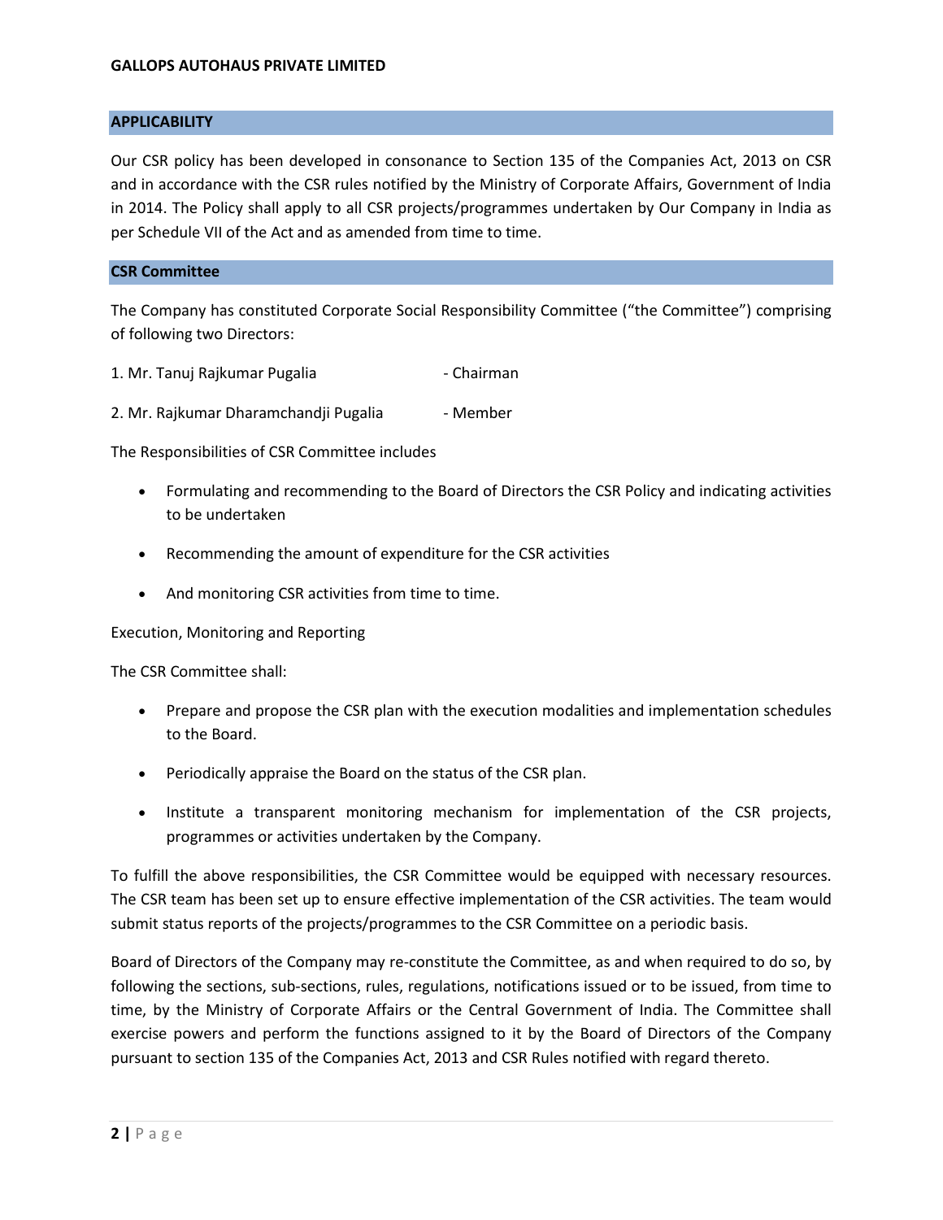## APPLICABILITY

Our CSR policy has been developed in consonance to Section 135 of the Companies Act, 2013 on CSR and in accordance with the CSR rules notified by the Ministry of Corporate Affairs, Government of India in 2014. The Policy shall apply to all CSR projects/programmes undertaken by Our Company in India as per Schedule VII of the Act and as amended from time to time.

## CSR Committee

The Company has constituted Corporate Social Responsibility Committee ("the Committee") comprising of following two Directors:

1. Mr. Tanuj Rajkumar Pugalia - Chairman
2. Mr. Rajkumar Dharamchandji Pugalia - Member

The Responsibilities of CSR Committee includes

- Formulating and recommending to the Board of Directors the CSR Policy and indicating activities to be undertaken
- Recommending the amount of expenditure for the CSR activities
- And monitoring CSR activities from time to time.

Execution, Monitoring and Reporting

The CSR Committee shall:

- Prepare and propose the CSR plan with the execution modalities and implementation schedules to the Board.
- Periodically appraise the Board on the status of the CSR plan.
- Institute a transparent monitoring mechanism for implementation of the CSR projects, programmes or activities undertaken by the Company.

To fulfill the above responsibilities, the CSR Committee would be equipped with necessary resources. The CSR team has been set up to ensure effective implementation of the CSR activities. The team would submit status reports of the projects/programmes to the CSR Committee on a periodic basis.

Board of Directors of the Company may re-constitute the Committee, as and when required to do so, by following the sections, sub-sections, rules, regulations, notifications issued or to be issued, from time to time, by the Ministry of Corporate Affairs or the Central Government of India. The Committee shall exercise powers and perform the functions assigned to it by the Board of Directors of the Company pursuant to section 135 of the Companies Act, 2013 and CSR Rules notified with regard thereto.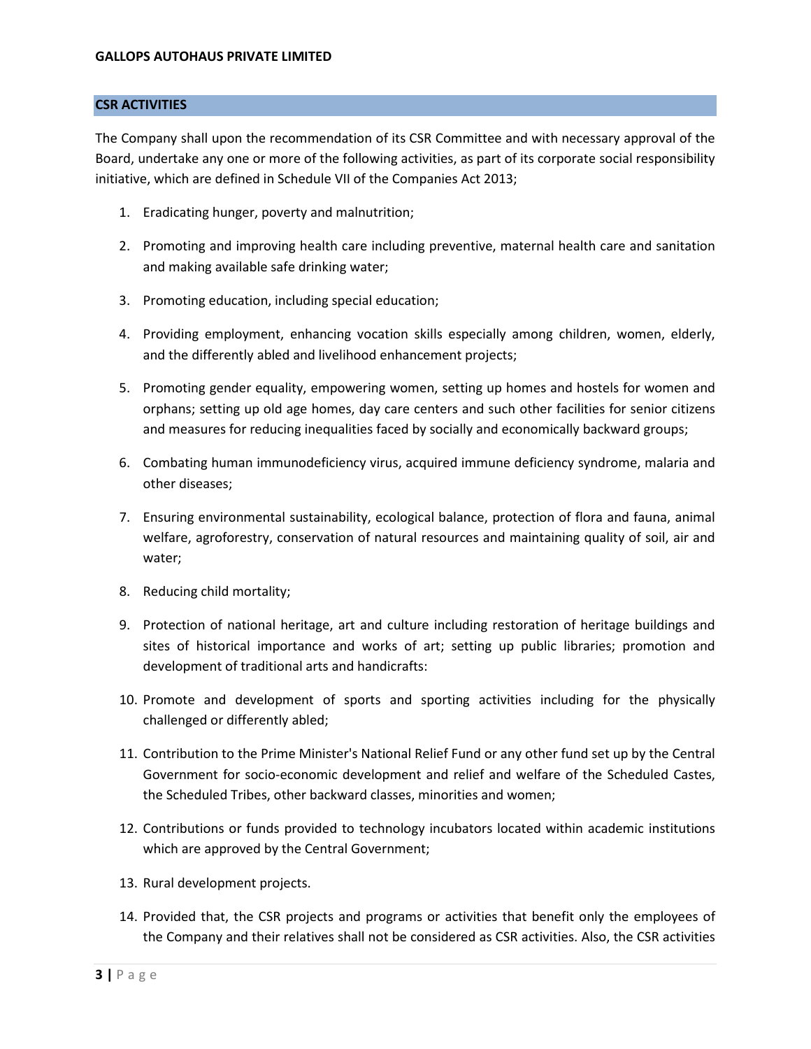## CSR ACTIVITIES

The Company shall upon the recommendation of its CSR Committee and with necessary approval of the Board, undertake any one or more of the following activities, as part of its corporate social responsibility initiative, which are defined in Schedule VII of the Companies Act 2013;

1. Eradicating hunger, poverty and malnutrition;
2. Promoting and improving health care including preventive, maternal health care and sanitation and making available safe drinking water;
3. Promoting education, including special education;
4. Providing employment, enhancing vocation skills especially among children, women, elderly, and the differently abled and livelihood enhancement projects;
5. Promoting gender equality, empowering women, setting up homes and hostels for women and orphans; setting up old age homes, day care centers and such other facilities for senior citizens and measures for reducing inequalities faced by socially and economically backward groups;
6. Combating human immunodeficiency virus, acquired immune deficiency syndrome, malaria and other diseases;
7. Ensuring environmental sustainability, ecological balance, protection of flora and fauna, animal welfare, agroforestry, conservation of natural resources and maintaining quality of soil, air and water;
8. Reducing child mortality;
9. Protection of national heritage, art and culture including restoration of heritage buildings and sites of historical importance and works of art; setting up public libraries; promotion and development of traditional arts and handicrafts:
10. Promote and development of sports and sporting activities including for the physically challenged or differently abled;
11. Contribution to the Prime Minister's National Relief Fund or any other fund set up by the Central Government for socio-economic development and relief and welfare of the Scheduled Castes, the Scheduled Tribes, other backward classes, minorities and women;
12. Contributions or funds provided to technology incubators located within academic institutions which are approved by the Central Government;
13. Rural development projects.
14. Provided that, the CSR projects and programs or activities that benefit only the employees of the Company and their relatives shall not be considered as CSR activities. Also, the CSR activities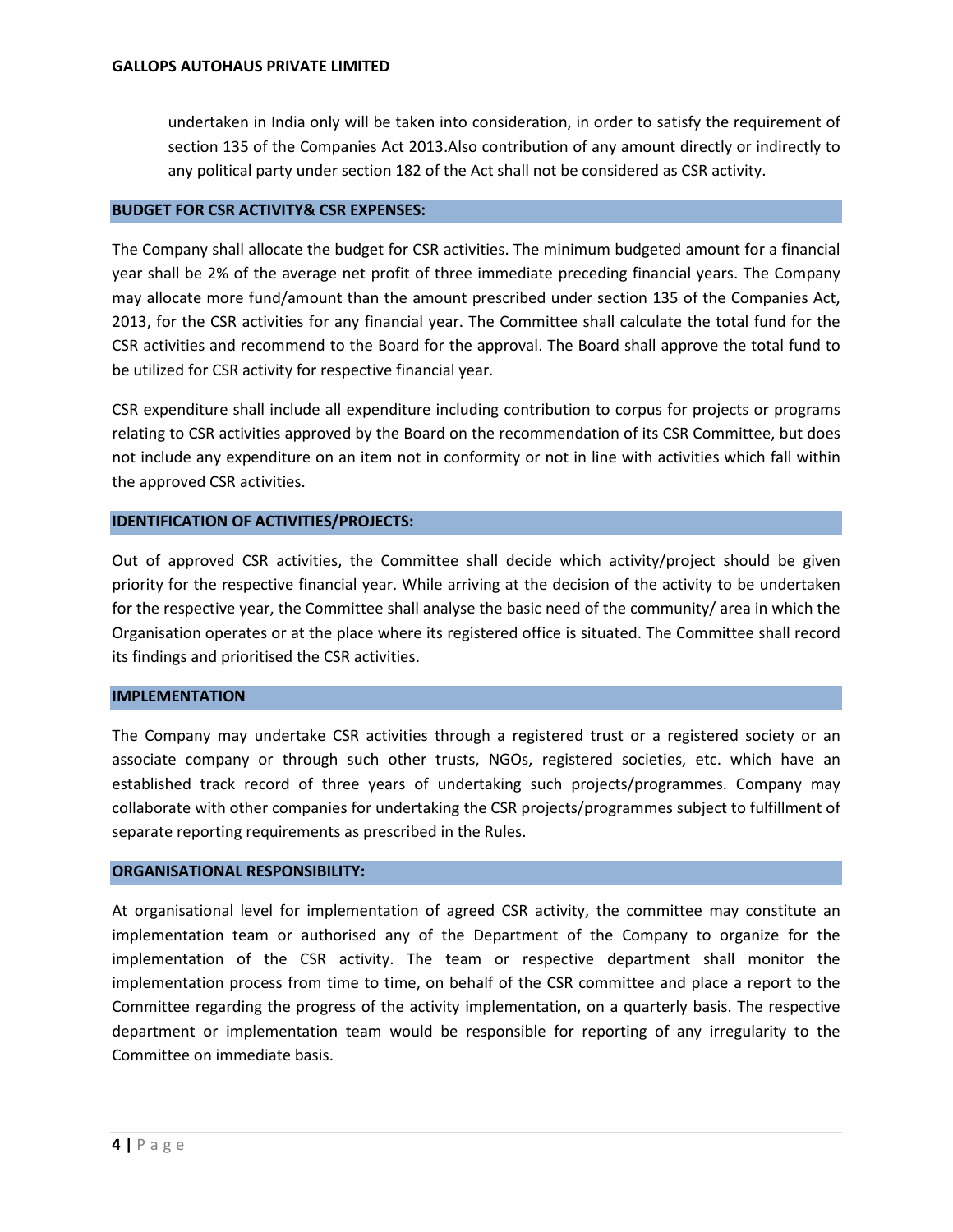undertaken in India only will be taken into consideration, in order to satisfy the requirement of section 135 of the Companies Act 2013.Also contribution of any amount directly or indirectly to any political party under section 182 of the Act shall not be considered as CSR activity.

## BUDGET FOR CSR ACTIVITY& CSR EXPENSES:

The Company shall allocate the budget for CSR activities. The minimum budgeted amount for a financial year shall be 2% of the average net profit of three immediate preceding financial years. The Company may allocate more fund/amount than the amount prescribed under section 135 of the Companies Act, 2013, for the CSR activities for any financial year. The Committee shall calculate the total fund for the CSR activities and recommend to the Board for the approval. The Board shall approve the total fund to be utilized for CSR activity for respective financial year.

CSR expenditure shall include all expenditure including contribution to corpus for projects or programs relating to CSR activities approved by the Board on the recommendation of its CSR Committee, but does not include any expenditure on an item not in conformity or not in line with activities which fall within the approved CSR activities.

## IDENTIFICATION OF ACTIVITIES/PROJECTS:

Out of approved CSR activities, the Committee shall decide which activity/project should be given priority for the respective financial year. While arriving at the decision of the activity to be undertaken for the respective year, the Committee shall analyse the basic need of the community/ area in which the Organisation operates or at the place where its registered office is situated. The Committee shall record its findings and prioritised the CSR activities.

## IMPLEMENTATION

The Company may undertake CSR activities through a registered trust or a registered society or an associate company or through such other trusts, NGOs, registered societies, etc. which have an established track record of three years of undertaking such projects/programmes. Company may collaborate with other companies for undertaking the CSR projects/programmes subject to fulfillment of separate reporting requirements as prescribed in the Rules.

## ORGANISATIONAL RESPONSIBILITY:

At organisational level for implementation of agreed CSR activity, the committee may constitute an implementation team or authorised any of the Department of the Company to organize for the implementation of the CSR activity. The team or respective department shall monitor the implementation process from time to time, on behalf of the CSR committee and place a report to the Committee regarding the progress of the activity implementation, on a quarterly basis. The respective department or implementation team would be responsible for reporting of any irregularity to the Committee on immediate basis.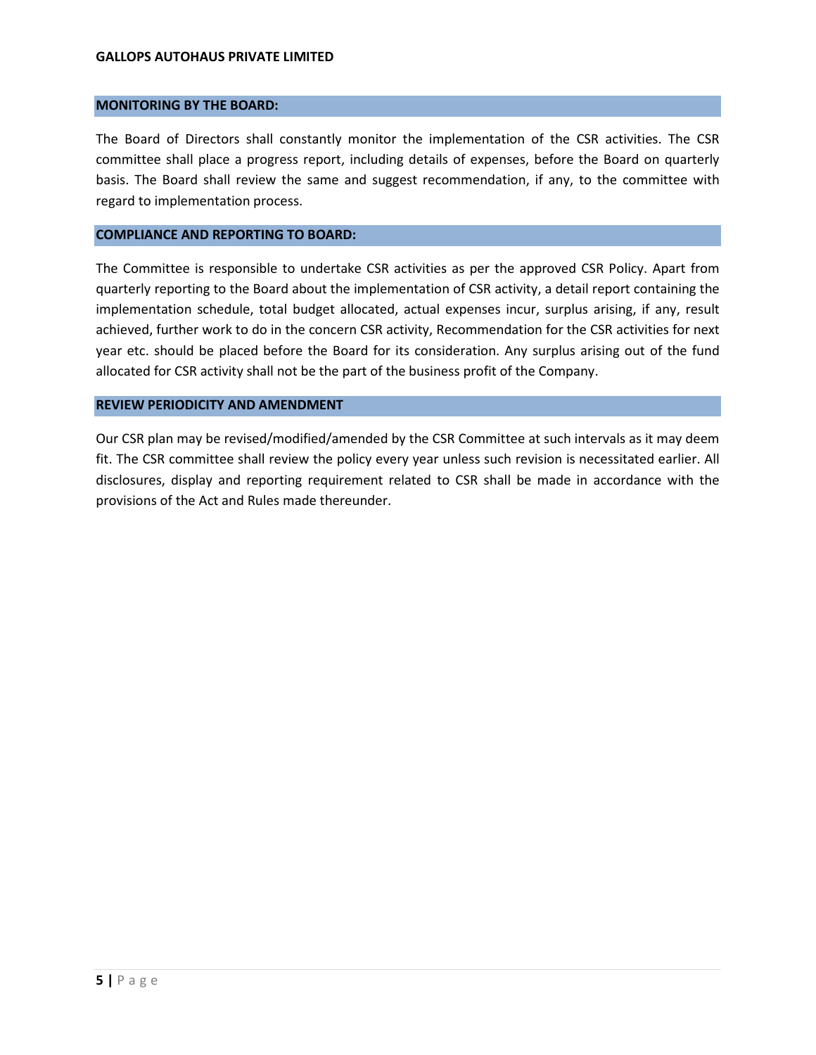## MONITORING BY THE BOARD:

The Board of Directors shall constantly monitor the implementation of the CSR activities. The CSR committee shall place a progress report, including details of expenses, before the Board on quarterly basis. The Board shall review the same and suggest recommendation, if any, to the committee with regard to implementation process.

## COMPLIANCE AND REPORTING TO BOARD:

The Committee is responsible to undertake CSR activities as per the approved CSR Policy. Apart from quarterly reporting to the Board about the implementation of CSR activity, a detail report containing the implementation schedule, total budget allocated, actual expenses incur, surplus arising, if any, result achieved, further work to do in the concern CSR activity, Recommendation for the CSR activities for next year etc. should be placed before the Board for its consideration. Any surplus arising out of the fund allocated for CSR activity shall not be the part of the business profit of the Company.

## REVIEW PERIODICITY AND AMENDMENT

Our CSR plan may be revised/modified/amended by the CSR Committee at such intervals as it may deem fit. The CSR committee shall review the policy every year unless such revision is necessitated earlier. All disclosures, display and reporting requirement related to CSR shall be made in accordance with the provisions of the Act and Rules made thereunder.